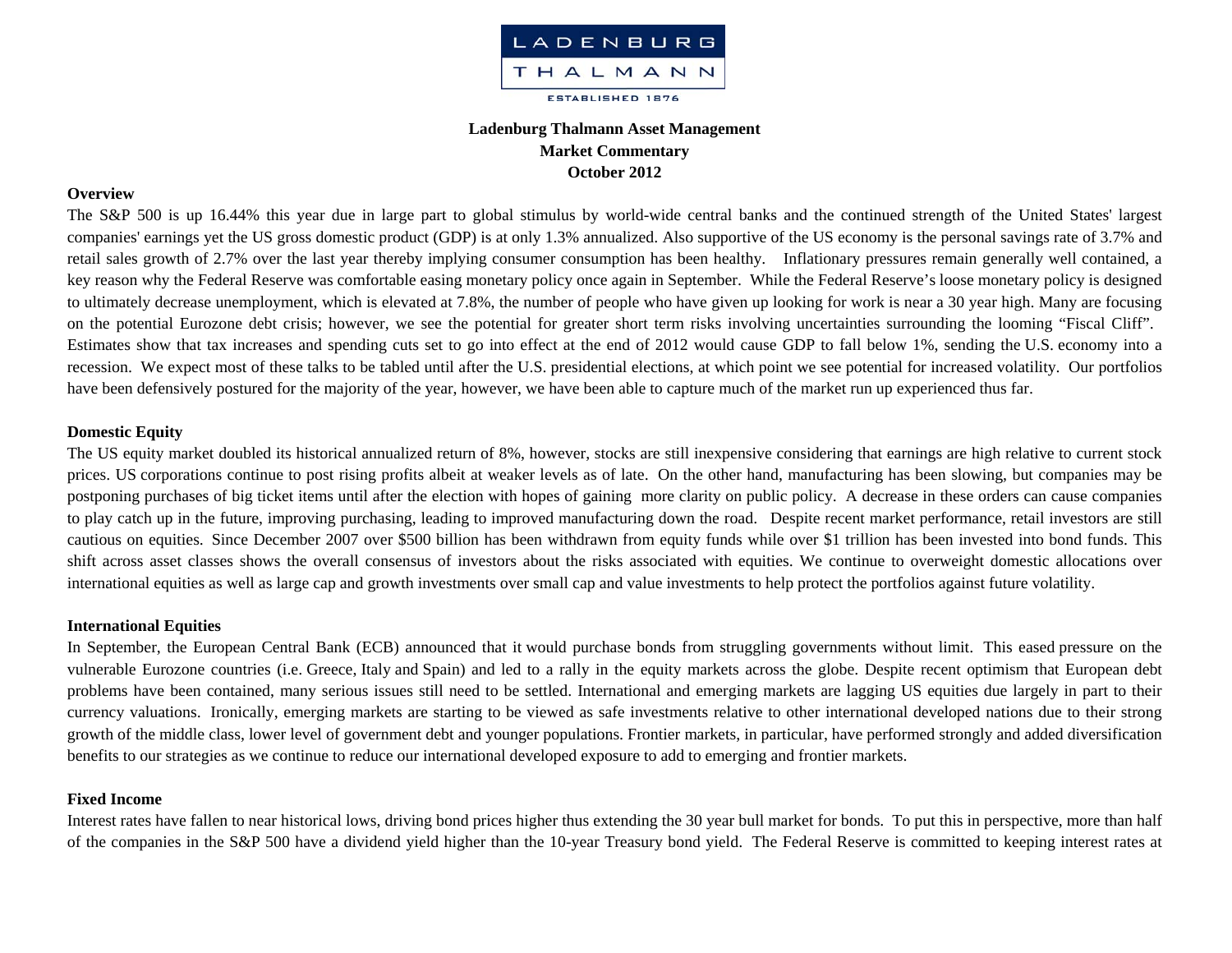LADENBURG THALMANN

ESTABLISHED 1876

**Ladenburg Thalmann Asset Management**
**Market Commentary**
**October 2012**

## Overview

The S&P 500 is up 16.44% this year due in large part to global stimulus by world-wide central banks and the continued strength of the United States' largest companies' earnings yet the US gross domestic product (GDP) is at only 1.3% annualized. Also supportive of the US economy is the personal savings rate of 3.7% and retail sales growth of 2.7% over the last year thereby implying consumer consumption has been healthy. Inflationary pressures remain generally well contained, a key reason why the Federal Reserve was comfortable easing monetary policy once again in September. While the Federal Reserve's loose monetary policy is designed to ultimately decrease unemployment, which is elevated at 7.8%, the number of people who have given up looking for work is near a 30 year high. Many are focusing on the potential Eurozone debt crisis; however, we see the potential for greater short term risks involving uncertainties surrounding the looming "Fiscal Cliff". Estimates show that tax increases and spending cuts set to go into effect at the end of 2012 would cause GDP to fall below 1%, sending the U.S. economy into a recession. We expect most of these talks to be tabled until after the U.S. presidential elections, at which point we see potential for increased volatility. Our portfolios have been defensively postured for the majority of the year, however, we have been able to capture much of the market run up experienced thus far.

## Domestic Equity

The US equity market doubled its historical annualized return of 8%, however, stocks are still inexpensive considering that earnings are high relative to current stock prices. US corporations continue to post rising profits albeit at weaker levels as of late. On the other hand, manufacturing has been slowing, but companies may be postponing purchases of big ticket items until after the election with hopes of gaining more clarity on public policy. A decrease in these orders can cause companies to play catch up in the future, improving purchasing, leading to improved manufacturing down the road. Despite recent market performance, retail investors are still cautious on equities. Since December 2007 over $500 billion has been withdrawn from equity funds while over $1 trillion has been invested into bond funds. This shift across asset classes shows the overall consensus of investors about the risks associated with equities. We continue to overweight domestic allocations over international equities as well as large cap and growth investments over small cap and value investments to help protect the portfolios against future volatility.

## International Equities

In September, the European Central Bank (ECB) announced that it would purchase bonds from struggling governments without limit. This eased pressure on the vulnerable Eurozone countries (i.e. Greece, Italy and Spain) and led to a rally in the equity markets across the globe. Despite recent optimism that European debt problems have been contained, many serious issues still need to be settled. International and emerging markets are lagging US equities due largely in part to their currency valuations. Ironically, emerging markets are starting to be viewed as safe investments relative to other international developed nations due to their strong growth of the middle class, lower level of government debt and younger populations. Frontier markets, in particular, have performed strongly and added diversification benefits to our strategies as we continue to reduce our international developed exposure to add to emerging and frontier markets.

## Fixed Income

Interest rates have fallen to near historical lows, driving bond prices higher thus extending the 30 year bull market for bonds. To put this in perspective, more than half of the companies in the S&P 500 have a dividend yield higher than the 10-year Treasury bond yield. The Federal Reserve is committed to keeping interest rates at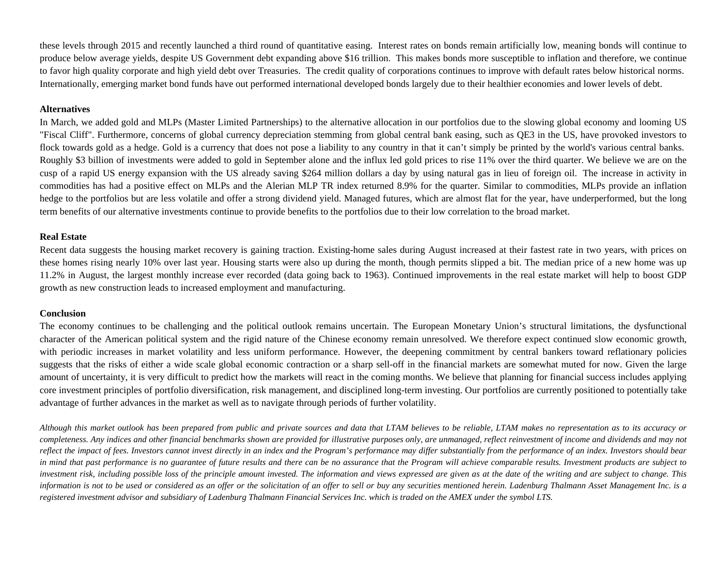these levels through 2015 and recently launched a third round of quantitative easing. Interest rates on bonds remain artificially low, meaning bonds will continue to produce below average yields, despite US Government debt expanding above $16 trillion. This makes bonds more susceptible to inflation and therefore, we continue to favor high quality corporate and high yield debt over Treasuries. The credit quality of corporations continues to improve with default rates below historical norms. Internationally, emerging market bond funds have out performed international developed bonds largely due to their healthier economies and lower levels of debt.

**Alternatives**

In March, we added gold and MLPs (Master Limited Partnerships) to the alternative allocation in our portfolios due to the slowing global economy and looming US "Fiscal Cliff". Furthermore, concerns of global currency depreciation stemming from global central bank easing, such as QE3 in the US, have provoked investors to flock towards gold as a hedge. Gold is a currency that does not pose a liability to any country in that it can't simply be printed by the world's various central banks. Roughly $3 billion of investments were added to gold in September alone and the influx led gold prices to rise 11% over the third quarter. We believe we are on the cusp of a rapid US energy expansion with the US already saving $264 million dollars a day by using natural gas in lieu of foreign oil. The increase in activity in commodities has had a positive effect on MLPs and the Alerian MLP TR index returned 8.9% for the quarter. Similar to commodities, MLPs provide an inflation hedge to the portfolios but are less volatile and offer a strong dividend yield. Managed futures, which are almost flat for the year, have underperformed, but the long term benefits of our alternative investments continue to provide benefits to the portfolios due to their low correlation to the broad market.

**Real Estate**

Recent data suggests the housing market recovery is gaining traction. Existing-home sales during August increased at their fastest rate in two years, with prices on these homes rising nearly 10% over last year. Housing starts were also up during the month, though permits slipped a bit. The median price of a new home was up 11.2% in August, the largest monthly increase ever recorded (data going back to 1963). Continued improvements in the real estate market will help to boost GDP growth as new construction leads to increased employment and manufacturing.

**Conclusion**

The economy continues to be challenging and the political outlook remains uncertain. The European Monetary Union's structural limitations, the dysfunctional character of the American political system and the rigid nature of the Chinese economy remain unresolved. We therefore expect continued slow economic growth, with periodic increases in market volatility and less uniform performance. However, the deepening commitment by central bankers toward reflationary policies suggests that the risks of either a wide scale global economic contraction or a sharp sell-off in the financial markets are somewhat muted for now. Given the large amount of uncertainty, it is very difficult to predict how the markets will react in the coming months. We believe that planning for financial success includes applying core investment principles of portfolio diversification, risk management, and disciplined long-term investing. Our portfolios are currently positioned to potentially take advantage of further advances in the market as well as to navigate through periods of further volatility.

*Although this market outlook has been prepared from public and private sources and data that LTAM believes to be reliable, LTAM makes no representation as to its accuracy or completeness. Any indices and other financial benchmarks shown are provided for illustrative purposes only, are unmanaged, reflect reinvestment of income and dividends and may not reflect the impact of fees. Investors cannot invest directly in an index and the Program's performance may differ substantially from the performance of an index. Investors should bear in mind that past performance is no guarantee of future results and there can be no assurance that the Program will achieve comparable results. Investment products are subject to investment risk, including possible loss of the principle amount invested. The information and views expressed are given as at the date of the writing and are subject to change. This information is not to be used or considered as an offer or the solicitation of an offer to sell or buy any securities mentioned herein. Ladenburg Thalmann Asset Management Inc. is a registered investment advisor and subsidiary of Ladenburg Thalmann Financial Services Inc. which is traded on the AMEX under the symbol LTS.*